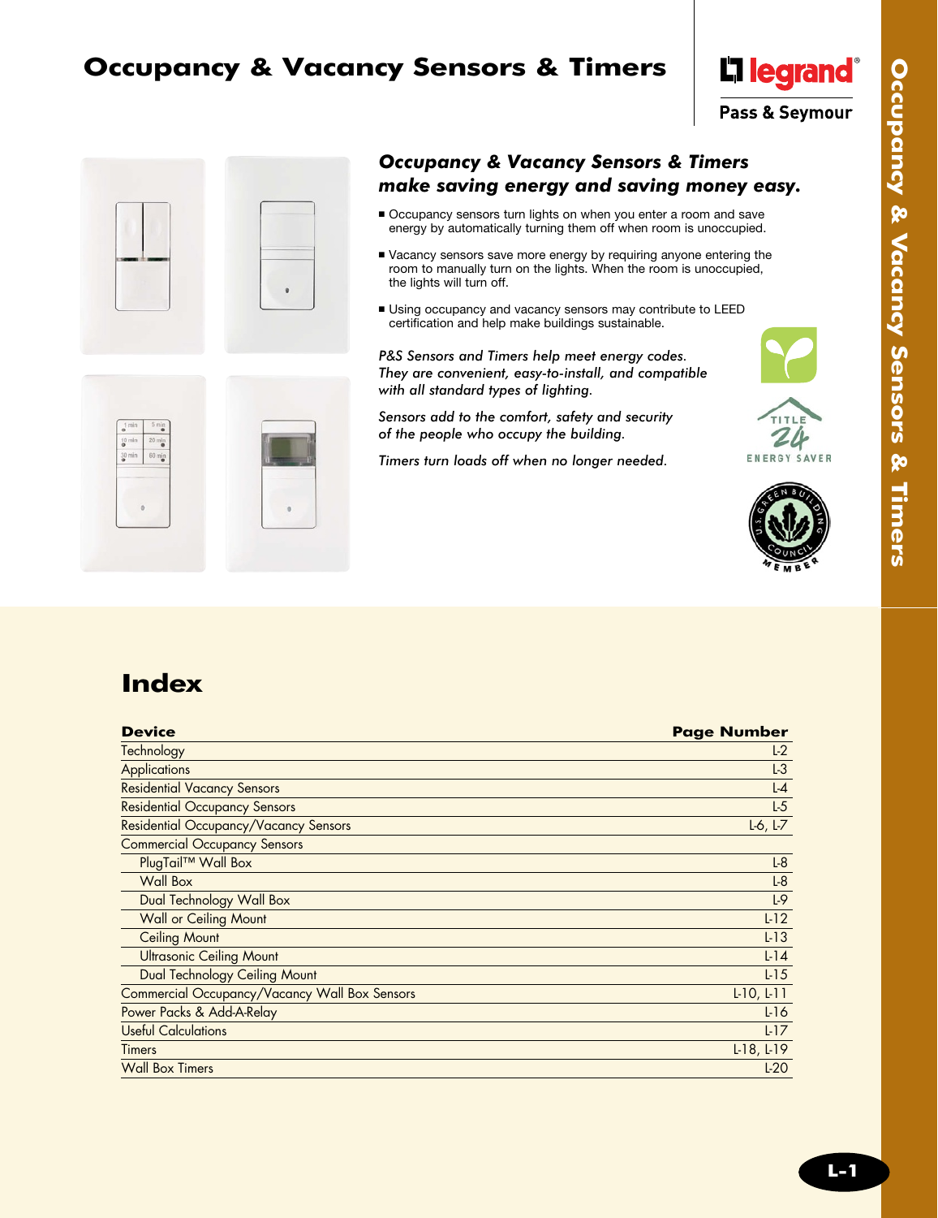# Occupancy & Vacancy Sensors & Timers

legrand®

Pass & Seymour

## *Occupancy & Vacancy Sensors & Timers make saving energy and saving money easy.*

- Occupancy sensors turn lights on when you enter a room and save energy by automatically turning them off when room is unoccupied.
- Vacancy sensors save more energy by requiring anyone entering the room to manually turn on the lights. When the room is unoccupied, the lights will turn off.
- Using occupancy and vacancy sensors may contribute to LEED certification and help make buildings sustainable.

*P&S Sensors and Timers help meet energy codes. They are convenient, easy-to-install, and compatible with all standard types of lighting.*

*Sensors add to the comfort, safety and security of the people who occupy the building.*

*Timers turn loads off when no longer needed.*

TITLE 24 ENERGY SAVER

U.S. GREEN BUILDING COUNCIL MEMBER

## Index

| Device | Page Number |
|---|---|
| Technology | L-2 |
| Applications | L-3 |
| Residential Vacancy Sensors | L-4 |
| Residential Occupancy Sensors | L-5 |
| Residential Occupancy/Vacancy Sensors | L-6, L-7 |
| Commercial Occupancy Sensors | |
| PlugTail™ Wall Box | L-8 |
| Wall Box | L-8 |
| Dual Technology Wall Box | L-9 |
| Wall or Ceiling Mount | L-12 |
| Ceiling Mount | L-13 |
| Ultrasonic Ceiling Mount | L-14 |
| Dual Technology Ceiling Mount | L-15 |
| Commercial Occupancy/Vacancy Wall Box Sensors | L-10, L-11 |
| Power Packs & Add-A-Relay | L-16 |
| Useful Calculations | L-17 |
| Timers | L-18, L-19 |
| Wall Box Timers | L-20 |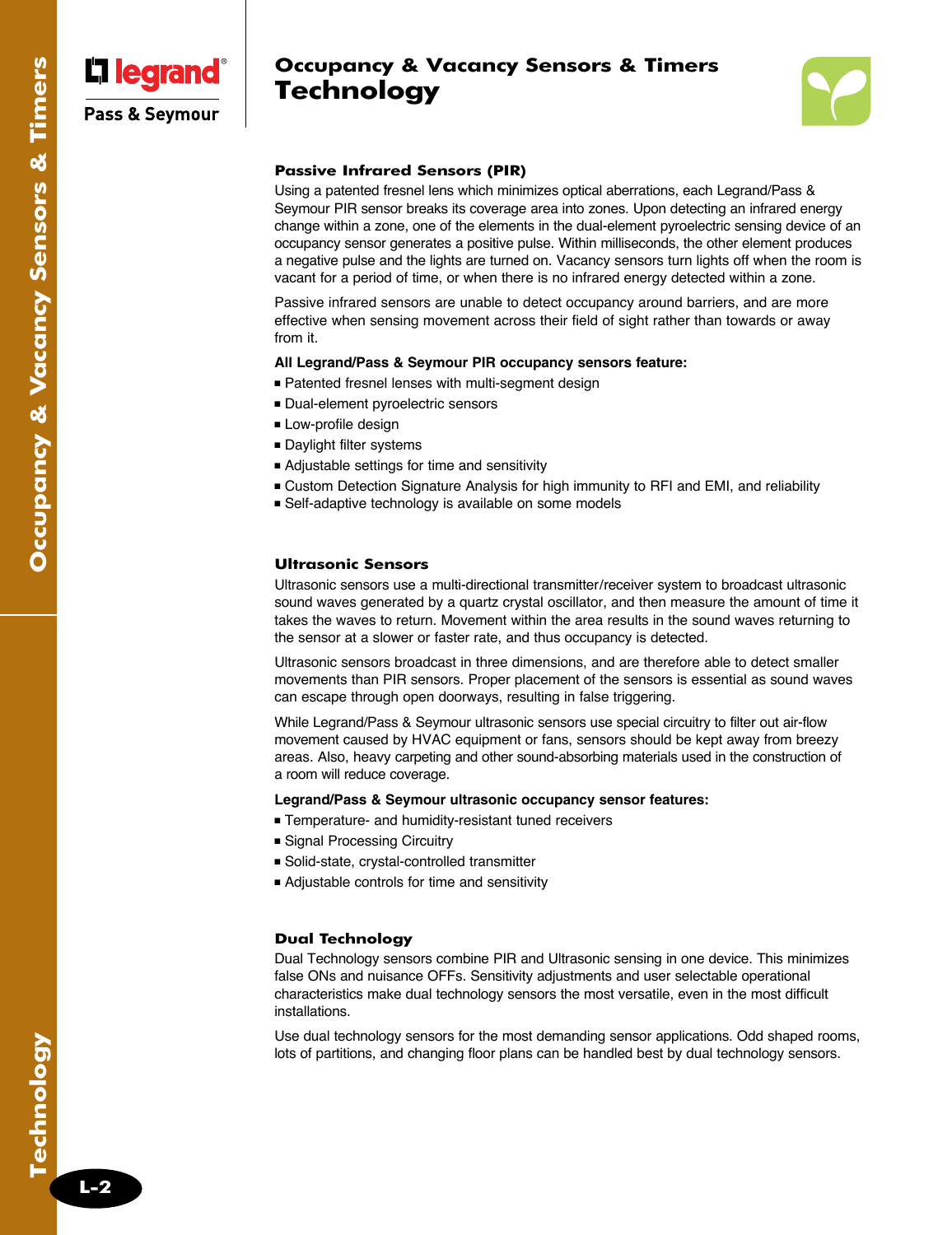# Occupancy & Vacancy Sensors & Timers
## Technology

### Passive Infrared Sensors (PIR)

Using a patented fresnel lens which minimizes optical aberrations, each Legrand/Pass & Seymour PIR sensor breaks its coverage area into zones. Upon detecting an infrared energy change within a zone, one of the elements in the dual-element pyroelectric sensing device of an occupancy sensor generates a positive pulse. Within milliseconds, the other element produces a negative pulse and the lights are turned on. Vacancy sensors turn lights off when the room is vacant for a period of time, or when there is no infrared energy detected within a zone.

Passive infrared sensors are unable to detect occupancy around barriers, and are more effective when sensing movement across their field of sight rather than towards or away from it.

**All Legrand/Pass & Seymour PIR occupancy sensors feature:**

- Patented fresnel lenses with multi-segment design
- Dual-element pyroelectric sensors
- Low-profile design
- Daylight filter systems
- Adjustable settings for time and sensitivity
- Custom Detection Signature Analysis for high immunity to RFI and EMI, and reliability
- Self-adaptive technology is available on some models

### Ultrasonic Sensors

Ultrasonic sensors use a multi-directional transmitter/receiver system to broadcast ultrasonic sound waves generated by a quartz crystal oscillator, and then measure the amount of time it takes the waves to return. Movement within the area results in the sound waves returning to the sensor at a slower or faster rate, and thus occupancy is detected.

Ultrasonic sensors broadcast in three dimensions, and are therefore able to detect smaller movements than PIR sensors. Proper placement of the sensors is essential as sound waves can escape through open doorways, resulting in false triggering.

While Legrand/Pass & Seymour ultrasonic sensors use special circuitry to filter out air-flow movement caused by HVAC equipment or fans, sensors should be kept away from breezy areas. Also, heavy carpeting and other sound-absorbing materials used in the construction of a room will reduce coverage.

**Legrand/Pass & Seymour ultrasonic occupancy sensor features:**

- Temperature- and humidity-resistant tuned receivers
- Signal Processing Circuitry
- Solid-state, crystal-controlled transmitter
- Adjustable controls for time and sensitivity

### Dual Technology

Dual Technology sensors combine PIR and Ultrasonic sensing in one device. This minimizes false ONs and nuisance OFFs. Sensitivity adjustments and user selectable operational characteristics make dual technology sensors the most versatile, even in the most difficult installations.

Use dual technology sensors for the most demanding sensor applications. Odd shaped rooms, lots of partitions, and changing floor plans can be handled best by dual technology sensors.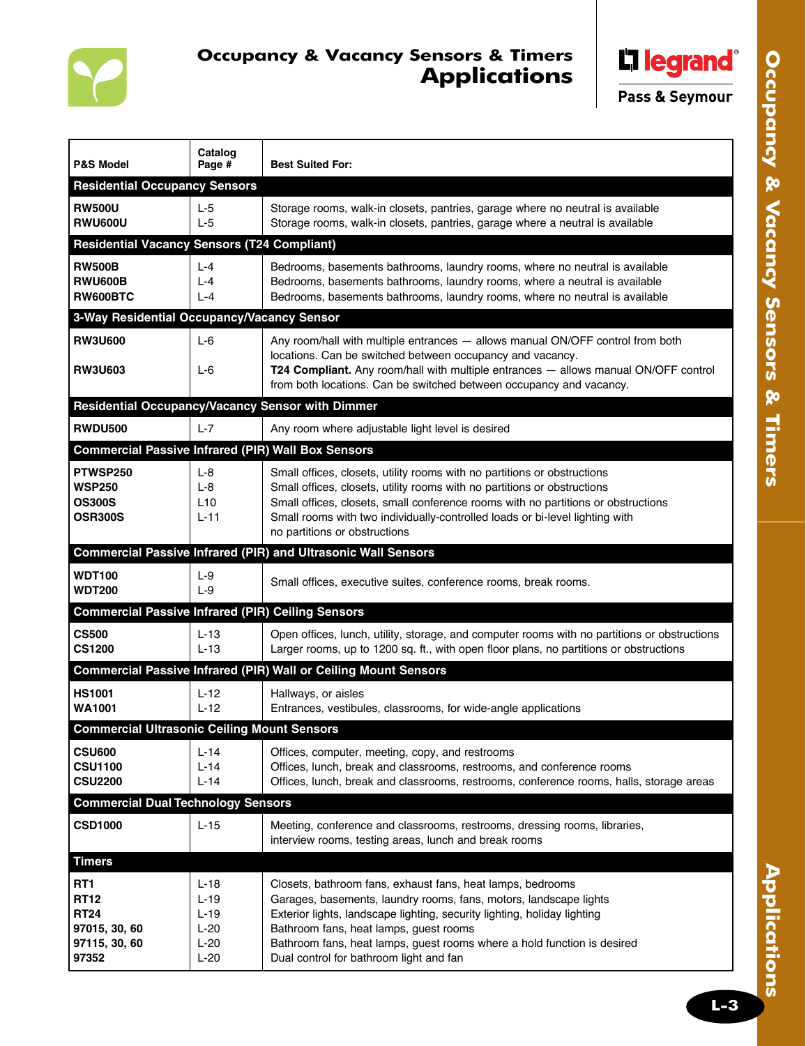# Occupancy & Vacancy Sensors & Timers
## Applications

| P&S Model | Catalog Page # | Best Suited For: |
|---|---|---|
| **Residential Occupancy Sensors** | | |
| **RW500U** | L-5 | Storage rooms, walk-in closets, pantries, garage where no neutral is available |
| **RWU600U** | L-5 | Storage rooms, walk-in closets, pantries, garage where a neutral is available |
| **Residential Vacancy Sensors (T24 Compliant)** | | |
| **RW500B** | L-4 | Bedrooms, basements bathrooms, laundry rooms, where no neutral is available |
| **RWU600B** | L-4 | Bedrooms, basements bathrooms, laundry rooms, where a neutral is available |
| **RW600BTC** | L-4 | Bedrooms, basements bathrooms, laundry rooms, where no neutral is available |
| **3-Way Residential Occupancy/Vacancy Sensor** | | |
| **RW3U600** | L-6 | Any room/hall with multiple entrances — allows manual ON/OFF control from both locations. Can be switched between occupancy and vacancy. |
| **RW3U603** | L-6 | **T24 Compliant.** Any room/hall with multiple entrances — allows manual ON/OFF control from both locations. Can be switched between occupancy and vacancy. |
| **Residential Occupancy/Vacancy Sensor with Dimmer** | | |
| **RWDU500** | L-7 | Any room where adjustable light level is desired |
| **Commercial Passive Infrared (PIR) Wall Box Sensors** | | |
| **PTWSP250** | L-8 | Small offices, closets, utility rooms with no partitions or obstructions |
| **WSP250** | L-8 | Small offices, closets, utility rooms with no partitions or obstructions |
| **OS300S** | L10 | Small offices, closets, small conference rooms with no partitions or obstructions |
| **OSR300S** | L-11 | Small rooms with two individually-controlled loads or bi-level lighting with no partitions or obstructions |
| **Commercial Passive Infrared (PIR) and Ultrasonic Wall Sensors** | | |
| **WDT100** | L-9 | Small offices, executive suites, conference rooms, break rooms. |
| **WDT200** | L-9 | |
| **Commercial Passive Infrared (PIR) Ceiling Sensors** | | |
| **CS500** | L-13 | Open offices, lunch, utility, storage, and computer rooms with no partitions or obstructions |
| **CS1200** | L-13 | Larger rooms, up to 1200 sq. ft., with open floor plans, no partitions or obstructions |
| **Commercial Passive Infrared (PIR) Wall or Ceiling Mount Sensors** | | |
| **HS1001** | L-12 | Hallways, or aisles |
| **WA1001** | L-12 | Entrances, vestibules, classrooms, for wide-angle applications |
| **Commercial Ultrasonic Ceiling Mount Sensors** | | |
| **CSU600** | L-14 | Offices, computer, meeting, copy, and restrooms |
| **CSU1100** | L-14 | Offices, lunch, break and classrooms, restrooms, and conference rooms |
| **CSU2200** | L-14 | Offices, lunch, break and classrooms, restrooms, conference rooms, halls, storage areas |
| **Commercial Dual Technology Sensors** | | |
| **CSD1000** | L-15 | Meeting, conference and classrooms, restrooms, dressing rooms, libraries, interview rooms, testing areas, lunch and break rooms |
| **Timers** | | |
| **RT1** | L-18 | Closets, bathroom fans, exhaust fans, heat lamps, bedrooms |
| **RT12** | L-19 | Garages, basements, laundry rooms, fans, motors, landscape lights |
| **RT24** | L-19 | Exterior lights, landscape lighting, security lighting, holiday lighting |
| **97015, 30, 60** | L-20 | Bathroom fans, heat lamps, guest rooms |
| **97115, 30, 60** | L-20 | Bathroom fans, heat lamps, guest rooms where a hold function is desired |
| **97352** | L-20 | Dual control for bathroom light and fan |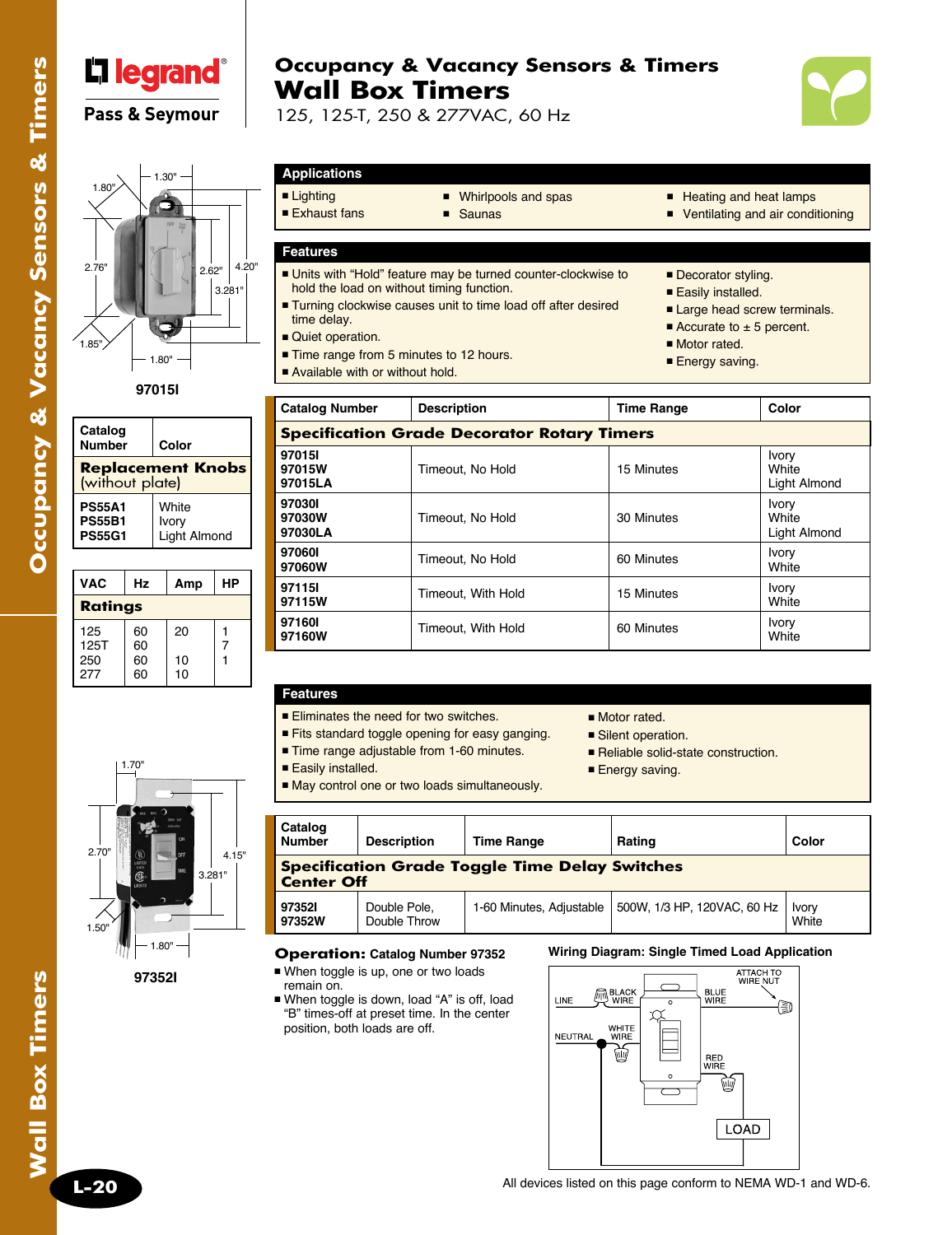# Occupancy & Vacancy Sensors & Timers

# Wall Box Timers

125, 125-T, 250 & 277VAC, 60 Hz

legrand

Pass & Seymour

1.80"
1.30"
2.76"
2.62"
4.20"
3.281"
1.85"
1.80"

97015I

| Catalog Number | Color |
|---|---|
| **Replacement Knobs** (without plate) | |
| PS55A1 | White |
| PS55B1 | Ivory |
| PS55G1 | Light Almond |

| VAC | Hz | Amp | HP |
|---|---|---|---|
| **Ratings** | | | |
| 125 | 60 | 20 | 1 |
| 125T | 60 | | 7 |
| 250 | 60 | 10 | 1 |
| 277 | 60 | 10 | |

## Applications

- Lighting
- Exhaust fans
- Whirlpools and spas
- Saunas
- Heating and heat lamps
- Ventilating and air conditioning

## Features

- Units with "Hold" feature may be turned counter-clockwise to hold the load on without timing function.
- Turning clockwise causes unit to time load off after desired time delay.
- Quiet operation.
- Time range from 5 minutes to 12 hours.
- Available with or without hold.
- Decorator styling.
- Easily installed.
- Large head screw terminals.
- Accurate to ± 5 percent.
- Motor rated.
- Energy saving.

| Catalog Number | Description | Time Range | Color |
|---|---|---|---|
| **Specification Grade Decorator Rotary Timers** | | | |
| 97015I<br>97015W<br>97015LA | Timeout, No Hold | 15 Minutes | Ivory<br>White<br>Light Almond |
| 97030I<br>97030W<br>97030LA | Timeout, No Hold | 30 Minutes | Ivory<br>White<br>Light Almond |
| 97060I<br>97060W | Timeout, No Hold | 60 Minutes | Ivory<br>White |
| 97115I<br>97115W | Timeout, With Hold | 15 Minutes | Ivory<br>White |
| 97160I<br>97160W | Timeout, With Hold | 60 Minutes | Ivory<br>White |

1.70"
2.70"
4.15"
3.281"
1.50"
1.80"

97352I

## Features

- Eliminates the need for two switches.
- Fits standard toggle opening for easy ganging.
- Time range adjustable from 1-60 minutes.
- Easily installed.
- May control one or two loads simultaneously.
- Motor rated.
- Silent operation.
- Reliable solid-state construction.
- Energy saving.

| Catalog Number | Description | Time Range | Rating | Color |
|---|---|---|---|---|
| **Specification Grade Toggle Time Delay Switches Center Off** | | | | |
| 97352I<br>97352W | Double Pole,<br>Double Throw | 1-60 Minutes, Adjustable | 500W, 1/3 HP, 120VAC, 60 Hz | Ivory<br>White |

**Operation:** Catalog Number 97352

- When toggle is up, one or two loads remain on.
- When toggle is down, load "A" is off, load "B" times-off at preset time. In the center position, both loads are off.

**Wiring Diagram: Single Timed Load Application**

ATTACH TO WIRE NUT
LINE
BLACK WIRE
BLUE WIRE
NEUTRAL
WHITE WIRE
RED WIRE
LOAD

All devices listed on this page conform to NEMA WD-1 and WD-6.